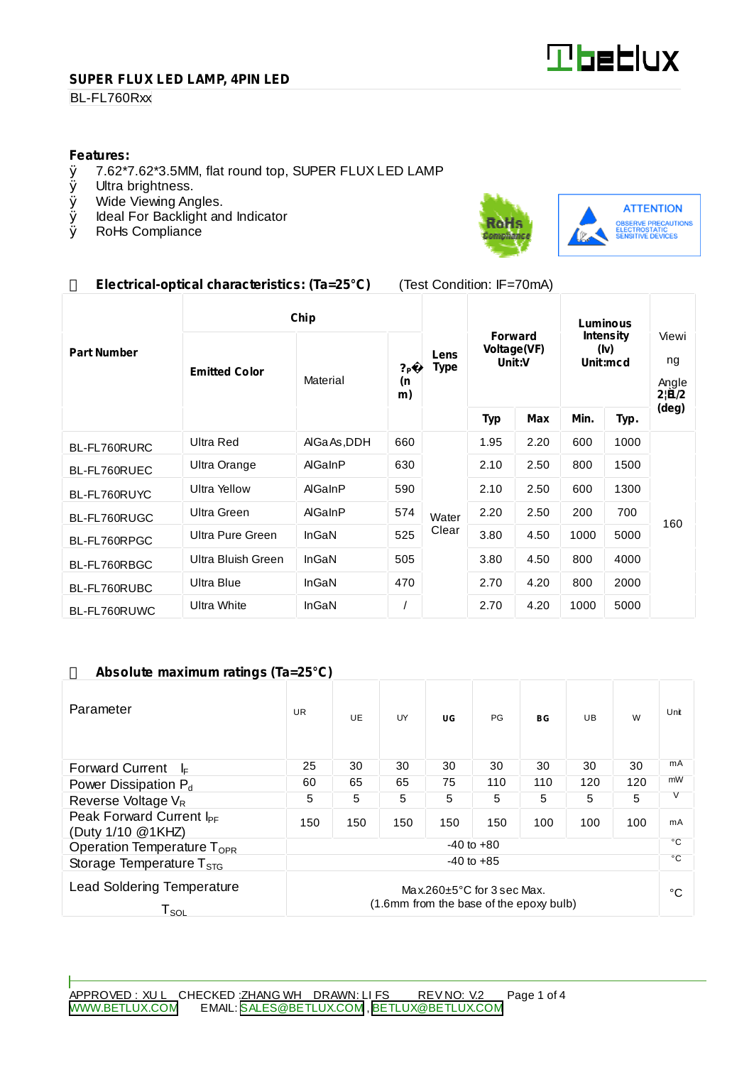**SUPER FLUX LED LAMP, 4PIN LED**

BL-FL760Rxx

**Features:**

- 7.62*7.62*3.5MM, flat round top, SUPER FLUX LED LAMP
- Ultra brightness.
- Wide Viewing Angles.
- Ideal For Backlight and Indicator
- RoHs Compliance

RoHs Compliance

ATTENTION
OBSERVE PRECAUTIONS ELECTROSTATIC SENSITIVE DEVICES

## Electrical-optical characteristics: (Ta=25°C) (Test Condition: IF=70mA)

| Part Number | Chip | | | Lens Type | Forward Voltage(VF) Unit:V | | Luminous Intensity (Iv) Unit:mcd | | Viewing Angle 2θ1/2 (deg) |
|---|---|---|---|---|---|---|---|---|---|
| | Emitted Color | Material | λP (nm) | | Typ | Max | Min. | Typ. | |
| BL-FL760RURC | Ultra Red | AlGaAs,DDH | 660 | Water Clear | 1.95 | 2.20 | 600 | 1000 | 160 |
| BL-FL760RUEC | Ultra Orange | AlGaInP | 630 | | 2.10 | 2.50 | 800 | 1500 | |
| BL-FL760RUYC | Ultra Yellow | AlGaInP | 590 | | 2.10 | 2.50 | 600 | 1300 | |
| BL-FL760RUGC | Ultra Green | AlGaInP | 574 | | 2.20 | 2.50 | 200 | 700 | |
| BL-FL760RPGC | Ultra Pure Green | InGaN | 525 | | 3.80 | 4.50 | 1000 | 5000 | |
| BL-FL760RBGC | Ultra Bluish Green | InGaN | 505 | | 3.80 | 4.50 | 800 | 4000 | |
| BL-FL760RUBC | Ultra Blue | InGaN | 470 | | 2.70 | 4.20 | 800 | 2000 | |
| BL-FL760RUWC | Ultra White | InGaN | / | | 2.70 | 4.20 | 1000 | 5000 | |

## Absolute maximum ratings (Ta=25°C)

| Parameter | UR | UE | UY | UG | PG | BG | UB | W | Unit |
|---|---|---|---|---|---|---|---|---|---|
| Forward Current $I_F$ | 25 | 30 | 30 | 30 | 30 | 30 | 30 | 30 | mA |
| Power Dissipation $P_d$ | 60 | 65 | 65 | 75 | 110 | 110 | 120 | 120 | mW |
| Reverse Voltage $V_R$ | 5 | 5 | 5 | 5 | 5 | 5 | 5 | 5 | V |
| Peak Forward Current $I_{PF}$ (Duty 1/10 @1KHZ) | 150 | 150 | 150 | 150 | 150 | 100 | 100 | 100 | mA |
| Operation Temperature $T_{OPR}$ | -40 to +80 | | | | | | | | °C |
| Storage Temperature $T_{STG}$ | -40 to +85 | | | | | | | | °C |
| Lead Soldering Temperature $T_{SOL}$ | Max.260±5°C for 3 sec Max. (1.6mm from the base of the epoxy bulb) | | | | | | | | °C |

APPROVED : XU L CHECKED :ZHANG WH DRAWN: LI FS REV NO: V.2

WWW.BETLUX.COM EMAIL: SALES@BETLUX.COM , BETLUX@BETLUX.COM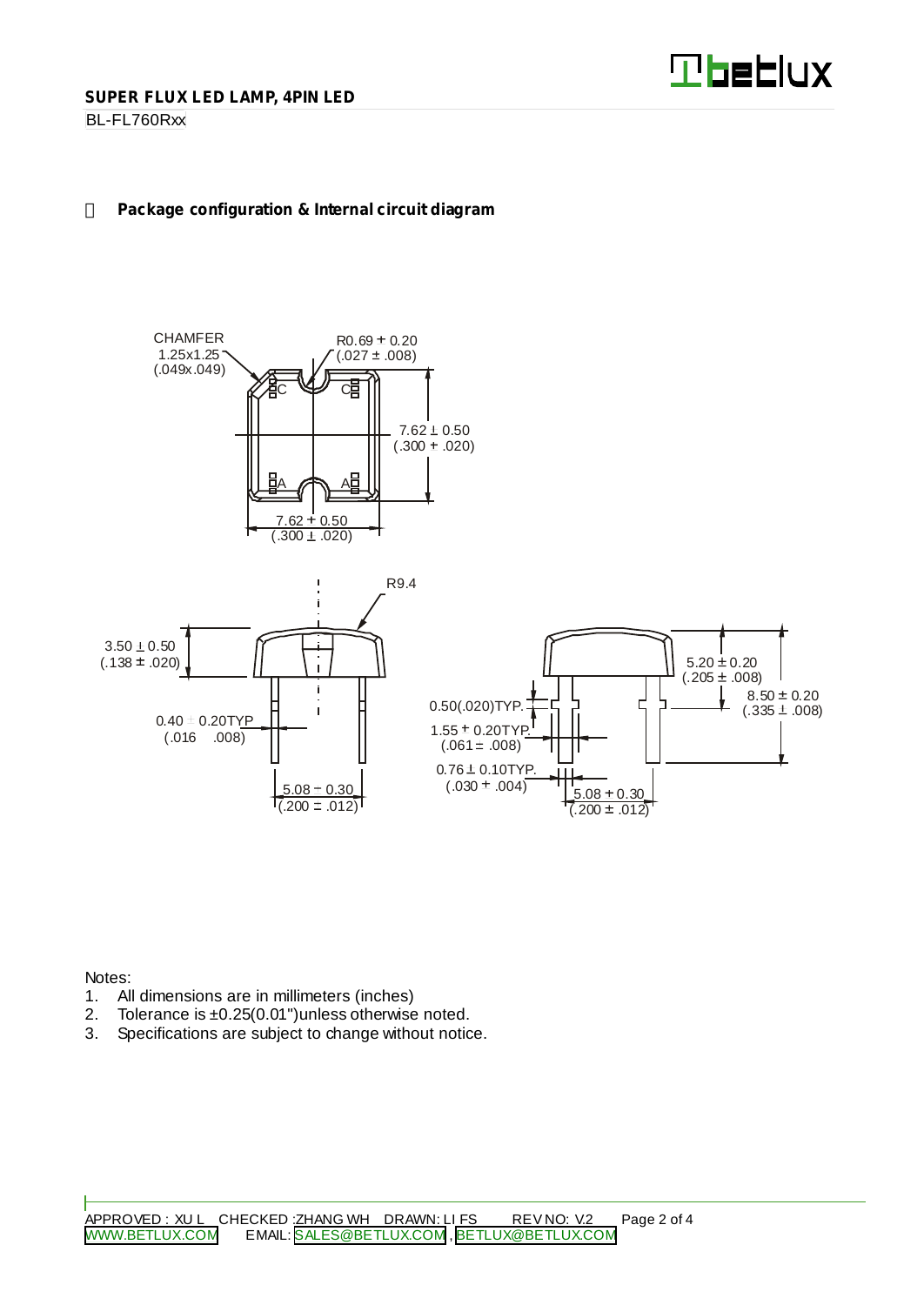**SUPER FLUX LED LAMP, 4PIN LED**

BL-FL760Rxx

## Package configuration & Internal circuit diagram

CHAMFER 1.25x1.25 (.049x.049)

R0.69 ± 0.20 (.027 ± .008)

7.62 ± 0.50 (.300 ± .020)

7.62 ± 0.50 (.300 ± .020)

C C

A A

R9.4

3.50 ± 0.50 (.138 ± .020)

0.40 ± 0.20TYP (.016 ± .008)

5.08 ± 0.30 (.200 ± .012)

5.20 ± 0.20 (.205 ± .008)

8.50 ± 0.20 (.335 ± .008)

0.50(.020)TYP.

1.55 ± 0.20TYP. (.061 ± .008)

0.76 ± 0.10TYP. (.030 ± .004)

5.08 ± 0.30 (.200 ± .012)

Notes:

1. All dimensions are in millimeters (inches)
2. Tolerance is ±0.25(0.01")unless otherwise noted.
3. Specifications are subject to change without notice.

APPROVED : XU L CHECKED :ZHANG WH DRAWN: LI FS REV NO: V.2

WWW.BETLUX.COM EMAIL: SALES@BETLUX.COM , BETLUX@BETLUX.COM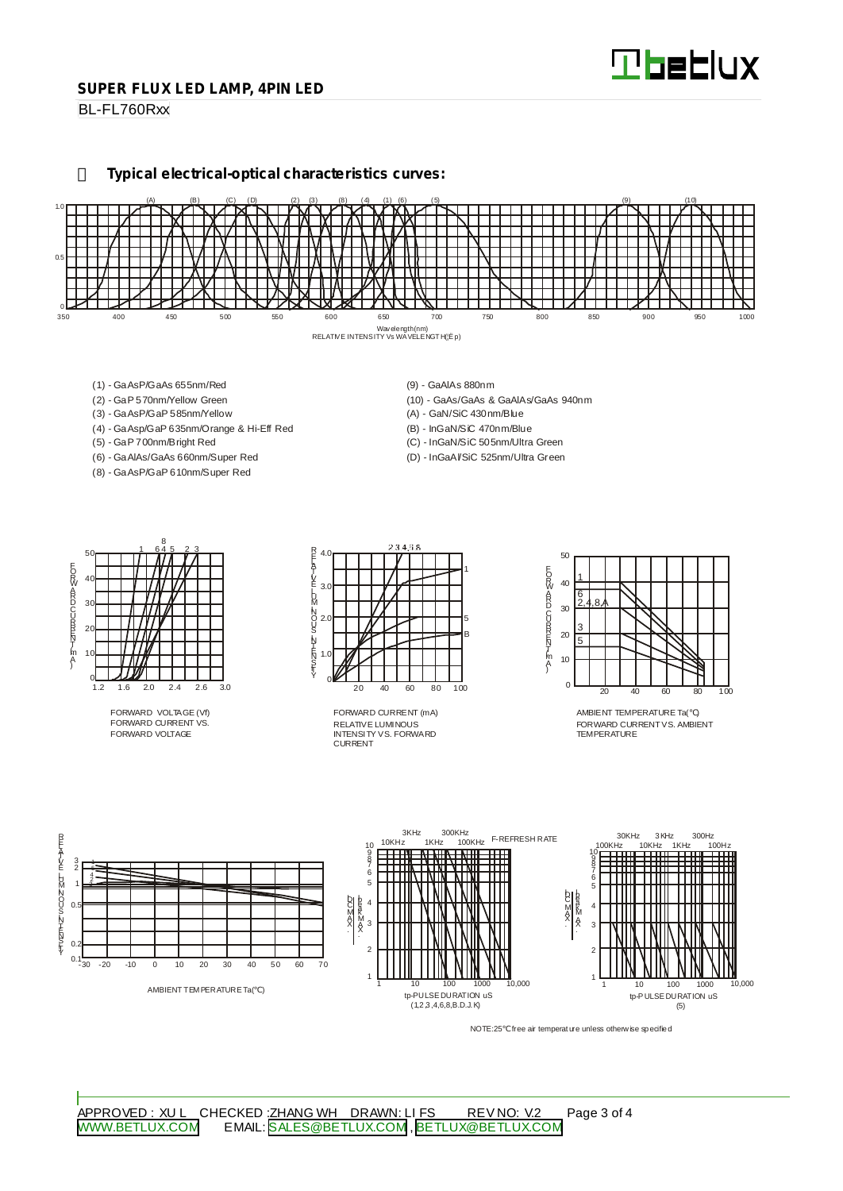## SUPER FLUX LED LAMP, 4PIN LED

BL-FL760Rxx

### Typical electrical-optical characteristics curves:

Wavelength(nm)
RELATIVE INTENSITY Vs WAVELENGTH(λp)

- (1) - GaAsP/GaAs 655nm/Red
- (2) - GaP 570nm/Yellow Green
- (3) - GaAsP/GaP 585nm/Yellow
- (4) - GaAsp/GaP 635nm/Orange & Hi-Eff Red
- (5) - GaP 700nm/Bright Red
- (6) - GaAlAs/GaAs 660nm/Super Red
- (8) - GaAsP/GaP 610nm/Super Red
- (9) - GaAlAs 880nm
- (10) - GaAs/GaAs & GaAlAs/GaAs 940nm
- (A) - GaN/SiC 430nm/Blue
- (B) - InGaN/SiC 470nm/Blue
- (C) - InGaN/SiC 505nm/Ultra Green
- (D) - InGaAl/SiC 525nm/Ultra Green

FORWARD VOLTAGE (Vf)
FORWARD CURRENT VS. FORWARD VOLTAGE

FORWARD CURRENT (mA)
RELATIVE LUMINOUS INTENSITY VS. FORWARD CURRENT

AMBIENT TEMPERATURE Ta(℃)
FORWARD CURRENT VS. AMBIENT TEMPERATURE

AMBIENT TEMPERATURE Ta(℃)

tp-PULSE DURATION uS
(1,2,3,4,6,8,B.D.J.K)

tp-PULSE DURATION uS
(5)

NOTE:25℃free air temperature unless otherwise specified

APPROVED : XU L CHECKED :ZHANG WH DRAWN: LI FS REV NO: V.2

WWW.BETLUX.COM EMAIL: SALES@BETLUX.COM , BETLUX@BETLUX.COM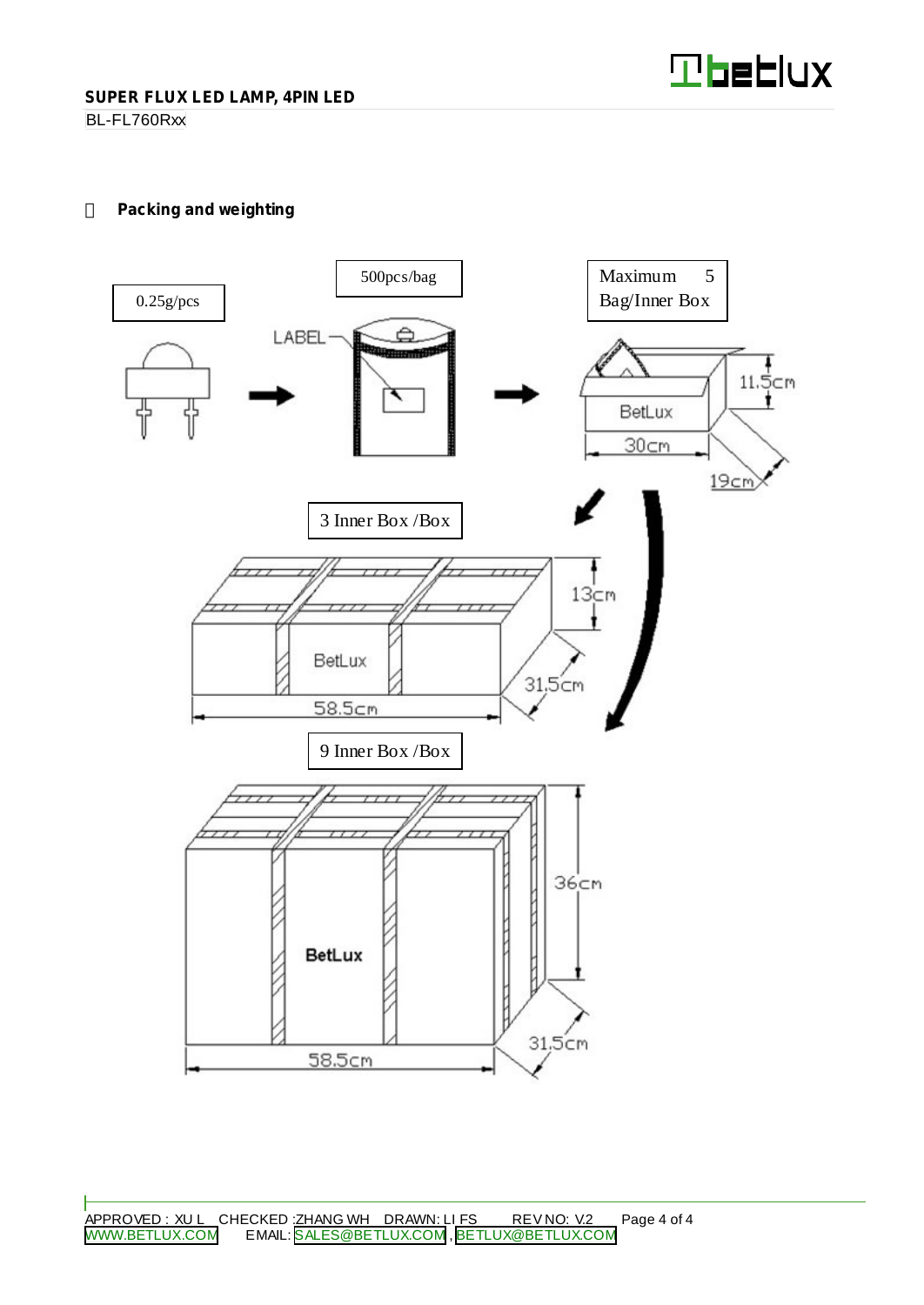## Packing and weighting

0.25g/pcs

500pcs/bag

LABEL

Maximum 5 Bag/Inner Box

BetLux

11.5cm

30cm

19cm

3 Inner Box /Box

13cm

BetLux

31.5cm

58.5cm

9 Inner Box /Box

36cm

BetLux

31.5cm

58.5cm